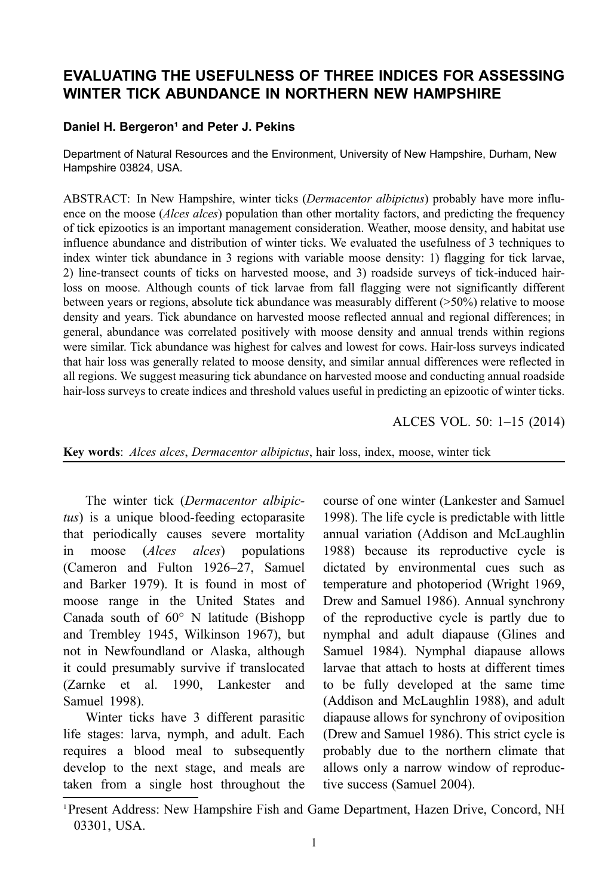# EVALUATING THE USEFULNESS OF THREE INDICES FOR ASSESSING WINTER TICK ABUNDANCE IN NORTHERN NEW HAMPSHIRE

**Daniel H. Bergeron[1] and Peter J. Pekins**

Department of Natural Resources and the Environment, University of New Hampshire, Durham, New Hampshire 03824, USA.

ABSTRACT: In New Hampshire, winter ticks (*Dermacentor albipictus*) probably have more influence on the moose (*Alces alces*) population than other mortality factors, and predicting the frequency of tick epizootics is an important management consideration. Weather, moose density, and habitat use influence abundance and distribution of winter ticks. We evaluated the usefulness of 3 techniques to index winter tick abundance in 3 regions with variable moose density: 1) flagging for tick larvae, 2) line-transect counts of ticks on harvested moose, and 3) roadside surveys of tick-induced hair-loss on moose. Although counts of tick larvae from fall flagging were not significantly different between years or regions, absolute tick abundance was measurably different (>50%) relative to moose density and years. Tick abundance on harvested moose reflected annual and regional differences; in general, abundance was correlated positively with moose density and annual trends within regions were similar. Tick abundance was highest for calves and lowest for cows. Hair-loss surveys indicated that hair loss was generally related to moose density, and similar annual differences were reflected in all regions. We suggest measuring tick abundance on harvested moose and conducting annual roadside hair-loss surveys to create indices and threshold values useful in predicting an epizootic of winter ticks.

ALCES VOL. 50: 1–15 (2014)

**Key words**: *Alces alces*, *Dermacentor albipictus*, hair loss, index, moose, winter tick

The winter tick (*Dermacentor albipictus*) is a unique blood-feeding ectoparasite that periodically causes severe mortality in moose (*Alces alces*) populations (Cameron and Fulton 1926–27, Samuel and Barker 1979). It is found in most of moose range in the United States and Canada south of 60° N latitude (Bishopp and Trembley 1945, Wilkinson 1967), but not in Newfoundland or Alaska, although it could presumably survive if translocated (Zarnke et al. 1990, Lankester and Samuel 1998).

Winter ticks have 3 different parasitic life stages: larva, nymph, and adult. Each requires a blood meal to subsequently develop to the next stage, and meals are taken from a single host throughout the course of one winter (Lankester and Samuel 1998). The life cycle is predictable with little annual variation (Addison and McLaughlin 1988) because its reproductive cycle is dictated by environmental cues such as temperature and photoperiod (Wright 1969, Drew and Samuel 1986). Annual synchrony of the reproductive cycle is partly due to nymphal and adult diapause (Glines and Samuel 1984). Nymphal diapause allows larvae that attach to hosts at different times to be fully developed at the same time (Addison and McLaughlin 1988), and adult diapause allows for synchrony of oviposition (Drew and Samuel 1986). This strict cycle is probably due to the northern climate that allows only a narrow window of reproductive success (Samuel 2004).

[1] Present Address: New Hampshire Fish and Game Department, Hazen Drive, Concord, NH 03301, USA.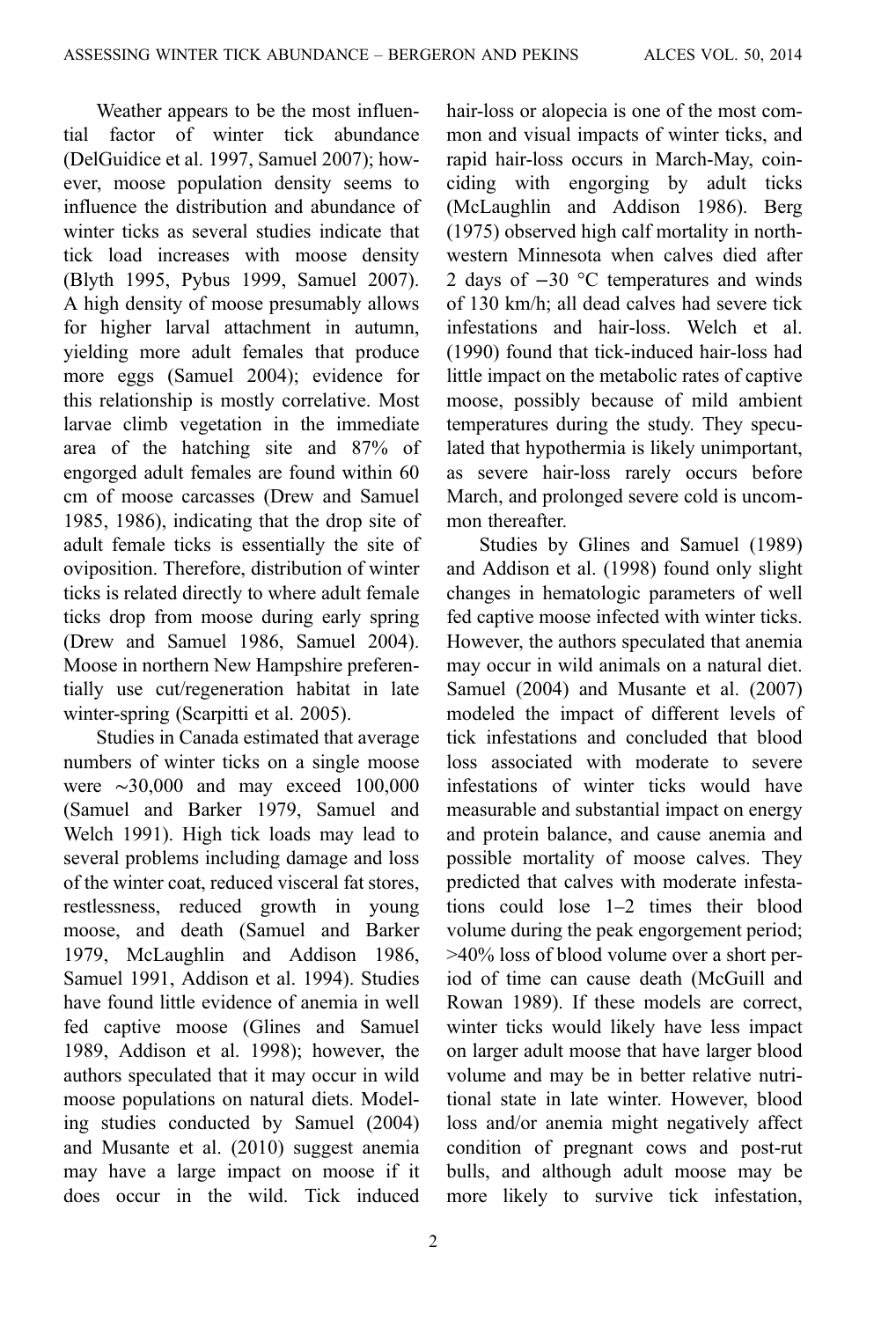Weather appears to be the most influential factor of winter tick abundance (DelGuidice et al. 1997, Samuel 2007); however, moose population density seems to influence the distribution and abundance of winter ticks as several studies indicate that tick load increases with moose density (Blyth 1995, Pybus 1999, Samuel 2007). A high density of moose presumably allows for higher larval attachment in autumn, yielding more adult females that produce more eggs (Samuel 2004); evidence for this relationship is mostly correlative. Most larvae climb vegetation in the immediate area of the hatching site and 87% of engorged adult females are found within 60 cm of moose carcasses (Drew and Samuel 1985, 1986), indicating that the drop site of adult female ticks is essentially the site of oviposition. Therefore, distribution of winter ticks is related directly to where adult female ticks drop from moose during early spring (Drew and Samuel 1986, Samuel 2004). Moose in northern New Hampshire preferentially use cut/regeneration habitat in late winter-spring (Scarpitti et al. 2005).

Studies in Canada estimated that average numbers of winter ticks on a single moose were ~30,000 and may exceed 100,000 (Samuel and Barker 1979, Samuel and Welch 1991). High tick loads may lead to several problems including damage and loss of the winter coat, reduced visceral fat stores, restlessness, reduced growth in young moose, and death (Samuel and Barker 1979, McLaughlin and Addison 1986, Samuel 1991, Addison et al. 1994). Studies have found little evidence of anemia in well fed captive moose (Glines and Samuel 1989, Addison et al. 1998); however, the authors speculated that it may occur in wild moose populations on natural diets. Modeling studies conducted by Samuel (2004) and Musante et al. (2010) suggest anemia may have a large impact on moose if it does occur in the wild. Tick induced hair-loss or alopecia is one of the most common and visual impacts of winter ticks, and rapid hair-loss occurs in March-May, coinciding with engorging by adult ticks (McLaughlin and Addison 1986). Berg (1975) observed high calf mortality in northwestern Minnesota when calves died after 2 days of −30 °C temperatures and winds of 130 km/h; all dead calves had severe tick infestations and hair-loss. Welch et al. (1990) found that tick-induced hair-loss had little impact on the metabolic rates of captive moose, possibly because of mild ambient temperatures during the study. They speculated that hypothermia is likely unimportant, as severe hair-loss rarely occurs before March, and prolonged severe cold is uncommon thereafter.

Studies by Glines and Samuel (1989) and Addison et al. (1998) found only slight changes in hematologic parameters of well fed captive moose infected with winter ticks. However, the authors speculated that anemia may occur in wild animals on a natural diet. Samuel (2004) and Musante et al. (2007) modeled the impact of different levels of tick infestations and concluded that blood loss associated with moderate to severe infestations of winter ticks would have measurable and substantial impact on energy and protein balance, and cause anemia and possible mortality of moose calves. They predicted that calves with moderate infestations could lose 1–2 times their blood volume during the peak engorgement period; >40% loss of blood volume over a short period of time can cause death (McGuill and Rowan 1989). If these models are correct, winter ticks would likely have less impact on larger adult moose that have larger blood volume and may be in better relative nutritional state in late winter. However, blood loss and/or anemia might negatively affect condition of pregnant cows and post-rut bulls, and although adult moose may be more likely to survive tick infestation,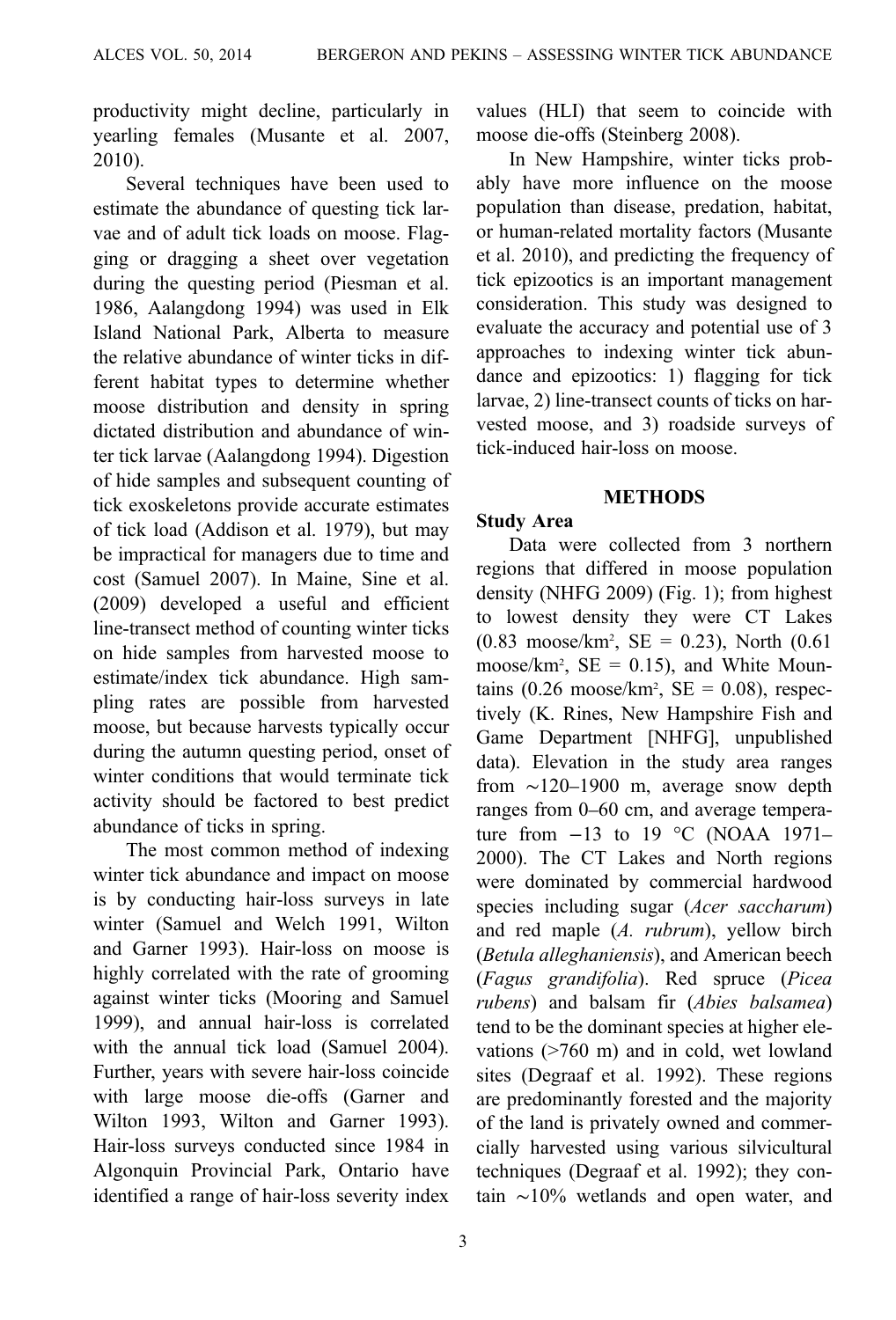productivity might decline, particularly in yearling females (Musante et al. 2007, 2010).

Several techniques have been used to estimate the abundance of questing tick larvae and of adult tick loads on moose. Flagging or dragging a sheet over vegetation during the questing period (Piesman et al. 1986, Aalangdong 1994) was used in Elk Island National Park, Alberta to measure the relative abundance of winter ticks in different habitat types to determine whether moose distribution and density in spring dictated distribution and abundance of winter tick larvae (Aalangdong 1994). Digestion of hide samples and subsequent counting of tick exoskeletons provide accurate estimates of tick load (Addison et al. 1979), but may be impractical for managers due to time and cost (Samuel 2007). In Maine, Sine et al. (2009) developed a useful and efficient line-transect method of counting winter ticks on hide samples from harvested moose to estimate/index tick abundance. High sampling rates are possible from harvested moose, but because harvests typically occur during the autumn questing period, onset of winter conditions that would terminate tick activity should be factored to best predict abundance of ticks in spring.

The most common method of indexing winter tick abundance and impact on moose is by conducting hair-loss surveys in late winter (Samuel and Welch 1991, Wilton and Garner 1993). Hair-loss on moose is highly correlated with the rate of grooming against winter ticks (Mooring and Samuel 1999), and annual hair-loss is correlated with the annual tick load (Samuel 2004). Further, years with severe hair-loss coincide with large moose die-offs (Garner and Wilton 1993, Wilton and Garner 1993). Hair-loss surveys conducted since 1984 in Algonquin Provincial Park, Ontario have identified a range of hair-loss severity index values (HLI) that seem to coincide with moose die-offs (Steinberg 2008).

In New Hampshire, winter ticks probably have more influence on the moose population than disease, predation, habitat, or human-related mortality factors (Musante et al. 2010), and predicting the frequency of tick epizootics is an important management consideration. This study was designed to evaluate the accuracy and potential use of 3 approaches to indexing winter tick abundance and epizootics: 1) flagging for tick larvae, 2) line-transect counts of ticks on harvested moose, and 3) roadside surveys of tick-induced hair-loss on moose.

## METHODS

### Study Area

Data were collected from 3 northern regions that differed in moose population density (NHFG 2009) (Fig. 1); from highest to lowest density they were CT Lakes (0.83 moose/km$^2$, SE = 0.23), North (0.61 moose/km$^2$, SE = 0.15), and White Mountains (0.26 moose/km$^2$, SE = 0.08), respectively (K. Rines, New Hampshire Fish and Game Department [NHFG], unpublished data). Elevation in the study area ranges from ~120–1900 m, average snow depth ranges from 0–60 cm, and average temperature from −13 to 19 °C (NOAA 1971–2000). The CT Lakes and North regions were dominated by commercial hardwood species including sugar (*Acer saccharum*) and red maple (*A. rubrum*), yellow birch (*Betula alleghaniensis*), and American beech (*Fagus grandifolia*). Red spruce (*Picea rubens*) and balsam fir (*Abies balsamea*) tend to be the dominant species at higher elevations (>760 m) and in cold, wet lowland sites (Degraaf et al. 1992). These regions are predominantly forested and the majority of the land is privately owned and commercially harvested using various silvicultural techniques (Degraaf et al. 1992); they contain ~10% wetlands and open water, and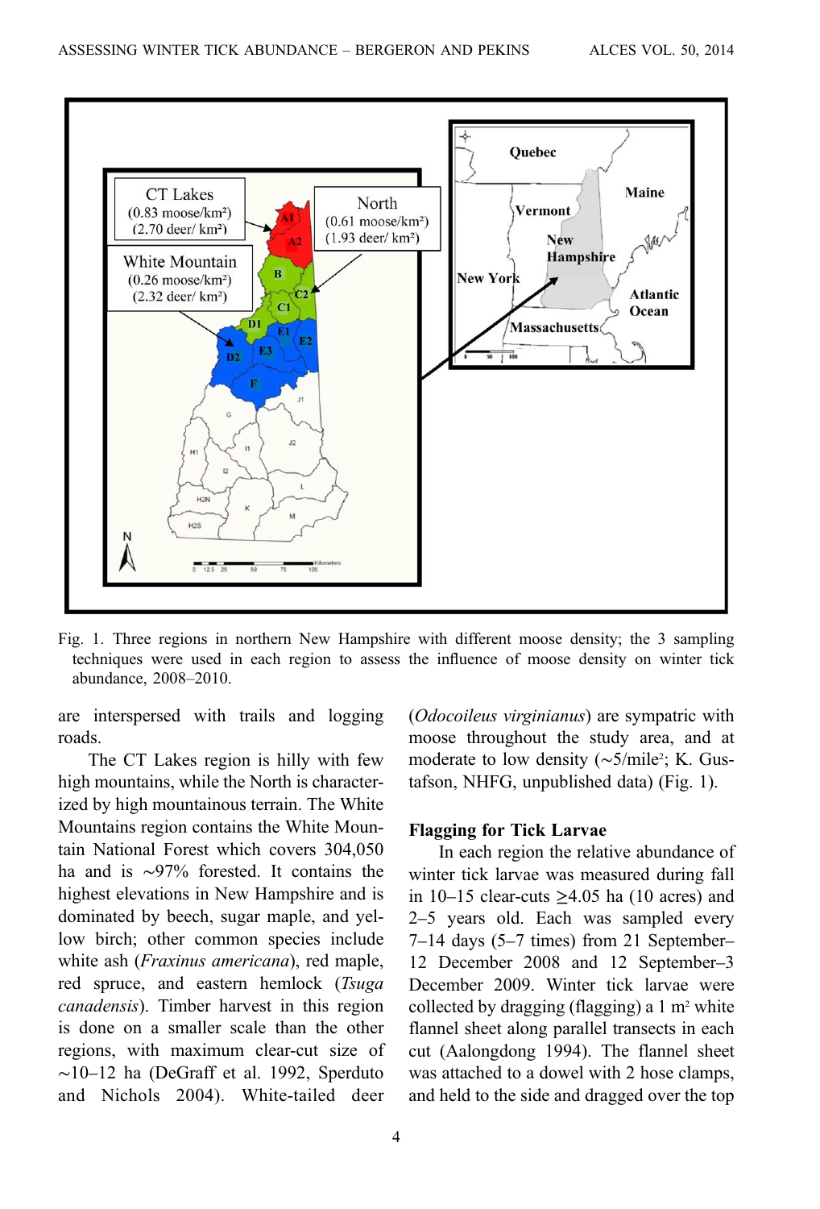Fig. 1. Three regions in northern New Hampshire with different moose density; the 3 sampling techniques were used in each region to assess the influence of moose density on winter tick abundance, 2008–2010.

are interspersed with trails and logging roads.

The CT Lakes region is hilly with few high mountains, while the North is characterized by high mountainous terrain. The White Mountains region contains the White Mountain National Forest which covers 304,050 ha and is ~97% forested. It contains the highest elevations in New Hampshire and is dominated by beech, sugar maple, and yellow birch; other common species include white ash (*Fraxinus americana*), red maple, red spruce, and eastern hemlock (*Tsuga canadensis*). Timber harvest in this region is done on a smaller scale than the other regions, with maximum clear-cut size of ~10–12 ha (DeGraff et al. 1992, Sperduto and Nichols 2004). White-tailed deer (*Odocoileus virginianus*) are sympatric with moose throughout the study area, and at moderate to low density (~5/mile$^2$; K. Gustafson, NHFG, unpublished data) (Fig. 1).

## Flagging for Tick Larvae

In each region the relative abundance of winter tick larvae was measured during fall in 10–15 clear-cuts ≥4.05 ha (10 acres) and 2–5 years old. Each was sampled every 7–14 days (5–7 times) from 21 September–12 December 2008 and 12 September–3 December 2009. Winter tick larvae were collected by dragging (flagging) a 1 m$^2$ white flannel sheet along parallel transects in each cut (Aalongdong 1994). The flannel sheet was attached to a dowel with 2 hose clamps, and held to the side and dragged over the top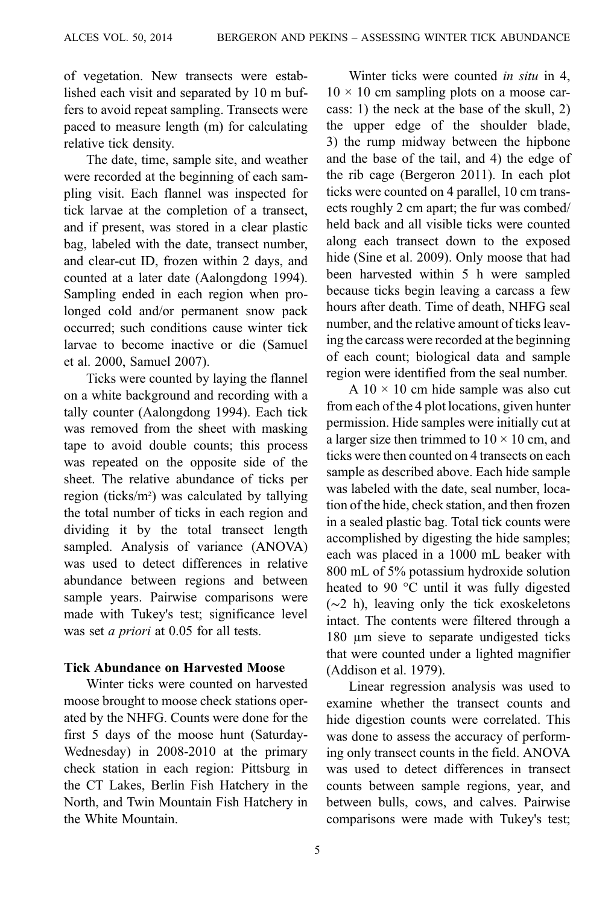of vegetation. New transects were established each visit and separated by 10 m buffers to avoid repeat sampling. Transects were paced to measure length (m) for calculating relative tick density.

The date, time, sample site, and weather were recorded at the beginning of each sampling visit. Each flannel was inspected for tick larvae at the completion of a transect, and if present, was stored in a clear plastic bag, labeled with the date, transect number, and clear-cut ID, frozen within 2 days, and counted at a later date (Aalongdong 1994). Sampling ended in each region when prolonged cold and/or permanent snow pack occurred; such conditions cause winter tick larvae to become inactive or die (Samuel et al. 2000, Samuel 2007).

Ticks were counted by laying the flannel on a white background and recording with a tally counter (Aalongdong 1994). Each tick was removed from the sheet with masking tape to avoid double counts; this process was repeated on the opposite side of the sheet. The relative abundance of ticks per region (ticks/m$^2$) was calculated by tallying the total number of ticks in each region and dividing it by the total transect length sampled. Analysis of variance (ANOVA) was used to detect differences in relative abundance between regions and between sample years. Pairwise comparisons were made with Tukey's test; significance level was set *a priori* at 0.05 for all tests.

### Tick Abundance on Harvested Moose

Winter ticks were counted on harvested moose brought to moose check stations operated by the NHFG. Counts were done for the first 5 days of the moose hunt (Saturday-Wednesday) in 2008-2010 at the primary check station in each region: Pittsburg in the CT Lakes, Berlin Fish Hatchery in the North, and Twin Mountain Fish Hatchery in the White Mountain.

Winter ticks were counted *in situ* in 4, $10 \times 10$ cm sampling plots on a moose carcass: 1) the neck at the base of the skull, 2) the upper edge of the shoulder blade, 3) the rump midway between the hipbone and the base of the tail, and 4) the edge of the rib cage (Bergeron 2011). In each plot ticks were counted on 4 parallel, 10 cm transects roughly 2 cm apart; the fur was combed/held back and all visible ticks were counted along each transect down to the exposed hide (Sine et al. 2009). Only moose that had been harvested within 5 h were sampled because ticks begin leaving a carcass a few hours after death. Time of death, NHFG seal number, and the relative amount of ticks leaving the carcass were recorded at the beginning of each count; biological data and sample region were identified from the seal number.

A $10 \times 10$ cm hide sample was also cut from each of the 4 plot locations, given hunter permission. Hide samples were initially cut at a larger size then trimmed to $10 \times 10$ cm, and ticks were then counted on 4 transects on each sample as described above. Each hide sample was labeled with the date, seal number, location of the hide, check station, and then frozen in a sealed plastic bag. Total tick counts were accomplished by digesting the hide samples; each was placed in a 1000 mL beaker with 800 mL of 5% potassium hydroxide solution heated to 90 °C until it was fully digested (~2 h), leaving only the tick exoskeletons intact. The contents were filtered through a 180 µm sieve to separate undigested ticks that were counted under a lighted magnifier (Addison et al. 1979).

Linear regression analysis was used to examine whether the transect counts and hide digestion counts were correlated. This was done to assess the accuracy of performing only transect counts in the field. ANOVA was used to detect differences in transect counts between sample regions, year, and between bulls, cows, and calves. Pairwise comparisons were made with Tukey's test;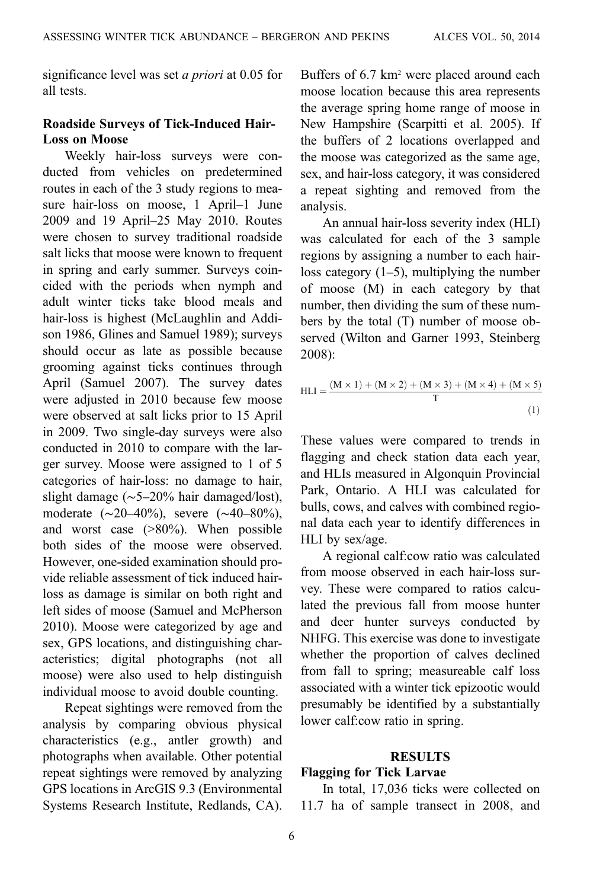significance level was set *a priori* at 0.05 for all tests.

### Roadside Surveys of Tick-Induced Hair-Loss on Moose

Weekly hair-loss surveys were conducted from vehicles on predetermined routes in each of the 3 study regions to measure hair-loss on moose, 1 April–1 June 2009 and 19 April–25 May 2010. Routes were chosen to survey traditional roadside salt licks that moose were known to frequent in spring and early summer. Surveys coincided with the periods when nymph and adult winter ticks take blood meals and hair-loss is highest (McLaughlin and Addison 1986, Glines and Samuel 1989); surveys should occur as late as possible because grooming against ticks continues through April (Samuel 2007). The survey dates were adjusted in 2010 because few moose were observed at salt licks prior to 15 April in 2009. Two single-day surveys were also conducted in 2010 to compare with the larger survey. Moose were assigned to 1 of 5 categories of hair-loss: no damage to hair, slight damage (~5–20% hair damaged/lost), moderate (~20–40%), severe (~40–80%), and worst case (>80%). When possible both sides of the moose were observed. However, one-sided examination should provide reliable assessment of tick induced hair-loss as damage is similar on both right and left sides of moose (Samuel and McPherson 2010). Moose were categorized by age and sex, GPS locations, and distinguishing characteristics; digital photographs (not all moose) were also used to help distinguish individual moose to avoid double counting.

Repeat sightings were removed from the analysis by comparing obvious physical characteristics (e.g., antler growth) and photographs when available. Other potential repeat sightings were removed by analyzing GPS locations in ArcGIS 9.3 (Environmental Systems Research Institute, Redlands, CA). Buffers of 6.7 km² were placed around each moose location because this area represents the average spring home range of moose in New Hampshire (Scarpitti et al. 2005). If the buffers of 2 locations overlapped and the moose was categorized as the same age, sex, and hair-loss category, it was considered a repeat sighting and removed from the analysis.

An annual hair-loss severity index (HLI) was calculated for each of the 3 sample regions by assigning a number to each hair-loss category (1–5), multiplying the number of moose (M) in each category by that number, then dividing the sum of these numbers by the total (T) number of moose observed (Wilton and Garner 1993, Steinberg 2008):

$$\mathrm{HLI} = \frac{(\mathrm{M} \times 1) + (\mathrm{M} \times 2) + (\mathrm{M} \times 3) + (\mathrm{M} \times 4) + (\mathrm{M} \times 5)}{\mathrm{T}} \tag{1}$$

These values were compared to trends in flagging and check station data each year, and HLIs measured in Algonquin Provincial Park, Ontario. A HLI was calculated for bulls, cows, and calves with combined regional data each year to identify differences in HLI by sex/age.

A regional calf:cow ratio was calculated from moose observed in each hair-loss survey. These were compared to ratios calculated the previous fall from moose hunter and deer hunter surveys conducted by NHFG. This exercise was done to investigate whether the proportion of calves declined from fall to spring; measureable calf loss associated with a winter tick epizootic would presumably be identified by a substantially lower calf:cow ratio in spring.

## RESULTS

### Flagging for Tick Larvae

In total, 17,036 ticks were collected on 11.7 ha of sample transect in 2008, and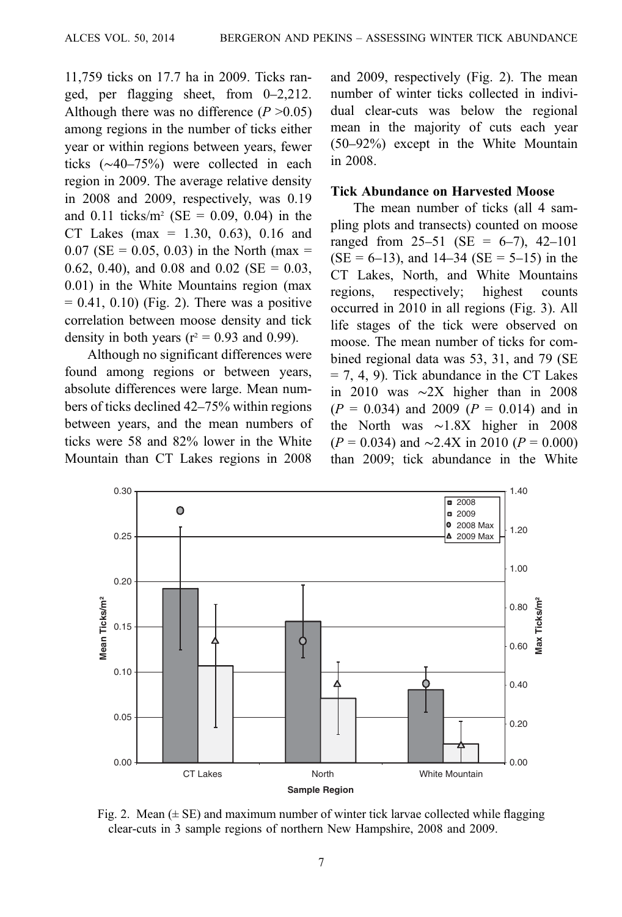11,759 ticks on 17.7 ha in 2009. Ticks ranged, per flagging sheet, from 0–2,212. Although there was no difference ($P > 0.05$) among regions in the number of ticks either year or within regions between years, fewer ticks (~40–75%) were collected in each region in 2009. The average relative density in 2008 and 2009, respectively, was 0.19 and 0.11 ticks/m$^2$ (SE = 0.09, 0.04) in the CT Lakes (max = 1.30, 0.63), 0.16 and 0.07 (SE = 0.05, 0.03) in the North (max = 0.62, 0.40), and 0.08 and 0.02 (SE = 0.03, 0.01) in the White Mountains region (max = 0.41, 0.10) (Fig. 2). There was a positive correlation between moose density and tick density in both years ($r^2 = 0.93$ and 0.99).

Although no significant differences were found among regions or between years, absolute differences were large. Mean numbers of ticks declined 42–75% within regions between years, and the mean numbers of ticks were 58 and 82% lower in the White Mountain than CT Lakes regions in 2008 and 2009, respectively (Fig. 2). The mean number of winter ticks collected in individual clear-cuts was below the regional mean in the majority of cuts each year (50–92%) except in the White Mountain in 2008.

### Tick Abundance on Harvested Moose

The mean number of ticks (all 4 sampling plots and transects) counted on moose ranged from 25–51 (SE = 6–7), 42–101 (SE = 6–13), and 14–34 (SE = 5–15) in the CT Lakes, North, and White Mountains regions, respectively; highest counts occurred in 2010 in all regions (Fig. 3). All life stages of the tick were observed on moose. The mean number of ticks for combined regional data was 53, 31, and 79 (SE = 7, 4, 9). Tick abundance in the CT Lakes in 2010 was ~2X higher than in 2008 ($P = 0.034$) and 2009 ($P = 0.014$) and in the North was ~1.8X higher in 2008 ($P = 0.034$) and ~2.4X in 2010 ($P = 0.000$) than 2009; tick abundance in the White

Fig. 2. Mean (± SE) and maximum number of winter tick larvae collected while flagging clear-cuts in 3 sample regions of northern New Hampshire, 2008 and 2009.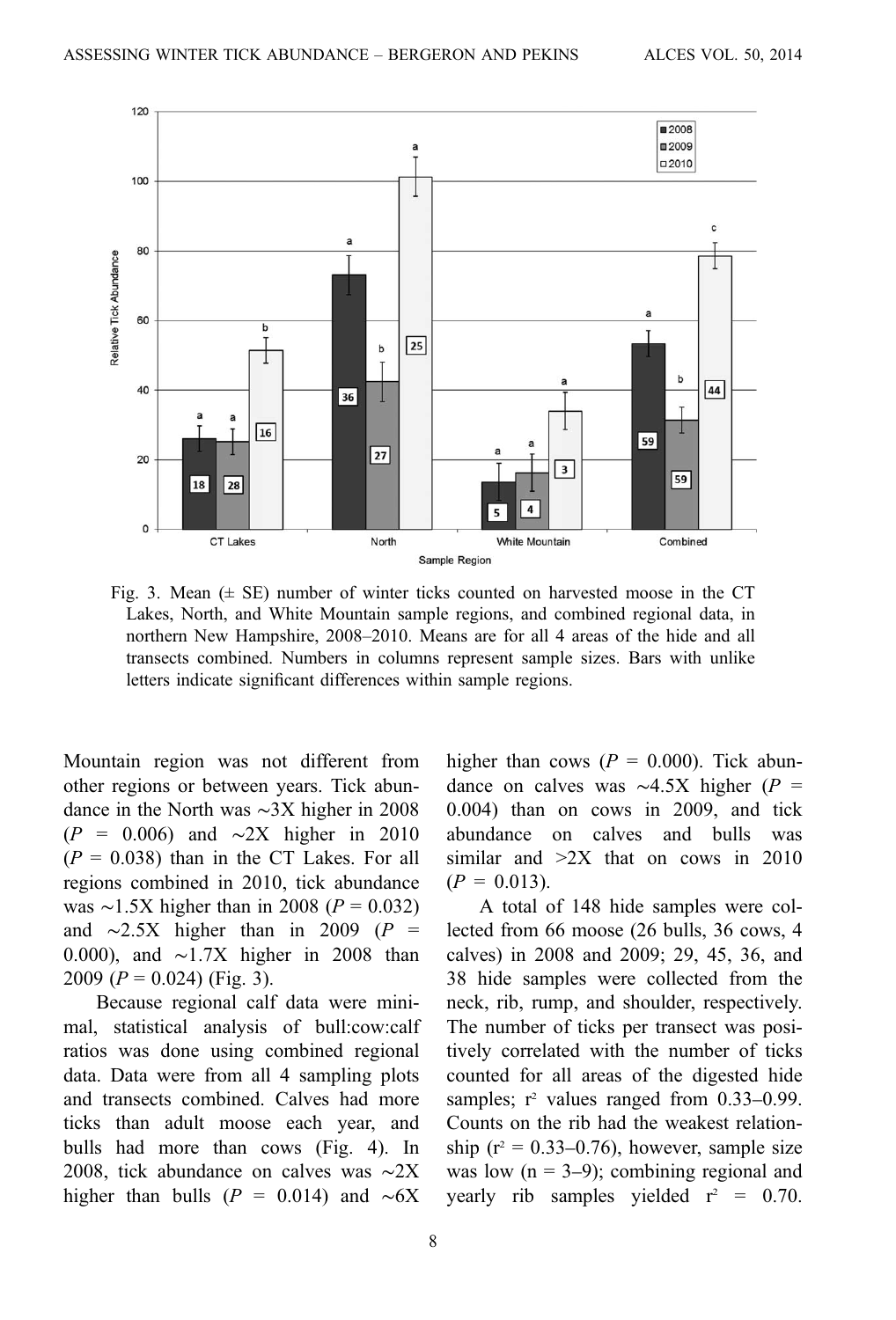Fig. 3. Mean (± SE) number of winter ticks counted on harvested moose in the CT Lakes, North, and White Mountain sample regions, and combined regional data, in northern New Hampshire, 2008–2010. Means are for all 4 areas of the hide and all transects combined. Numbers in columns represent sample sizes. Bars with unlike letters indicate significant differences within sample regions.

Mountain region was not different from other regions or between years. Tick abundance in the North was ~3X higher in 2008 ($P$ = 0.006) and ~2X higher in 2010 ($P$ = 0.038) than in the CT Lakes. For all regions combined in 2010, tick abundance was ~1.5X higher than in 2008 ($P$ = 0.032) and ~2.5X higher than in 2009 ($P$ = 0.000), and ~1.7X higher in 2008 than 2009 ($P$ = 0.024) (Fig. 3).

Because regional calf data were minimal, statistical analysis of bull:cow:calf ratios was done using combined regional data. Data were from all 4 sampling plots and transects combined. Calves had more ticks than adult moose each year, and bulls had more than cows (Fig. 4). In 2008, tick abundance on calves was ~2X higher than bulls ($P$ = 0.014) and ~6X higher than cows ($P$ = 0.000). Tick abundance on calves was ~4.5X higher ($P$ = 0.004) than on cows in 2009, and tick abundance on calves and bulls was similar and >2X that on cows in 2010 ($P$ = 0.013).

A total of 148 hide samples were collected from 66 moose (26 bulls, 36 cows, 4 calves) in 2008 and 2009; 29, 45, 36, and 38 hide samples were collected from the neck, rib, rump, and shoulder, respectively. The number of ticks per transect was positively correlated with the number of ticks counted for all areas of the digested hide samples; $r^2$ values ranged from 0.33–0.99. Counts on the rib had the weakest relationship ($r^2$ = 0.33–0.76), however, sample size was low (n = 3–9); combining regional and yearly rib samples yielded $r^2$ = 0.70.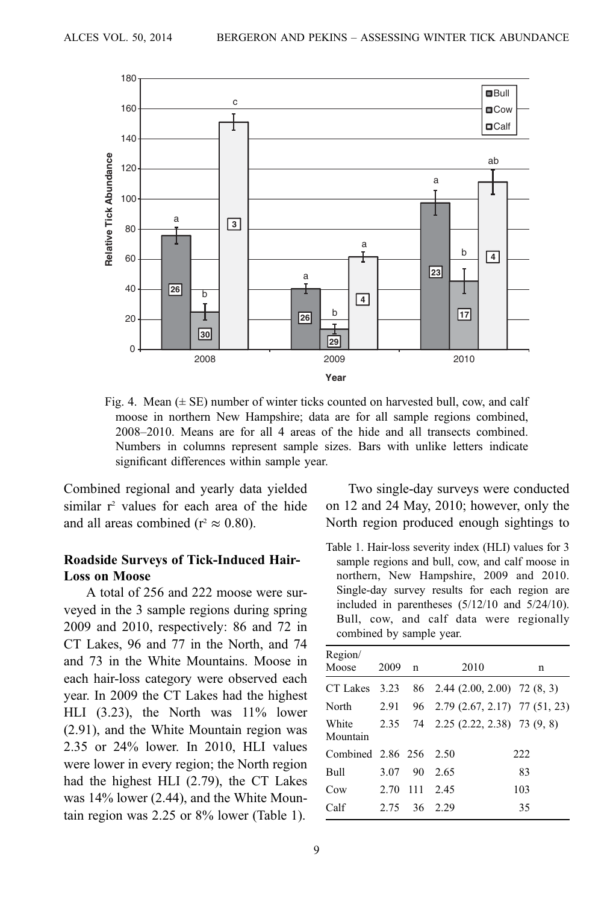Fig. 4. Mean (± SE) number of winter ticks counted on harvested bull, cow, and calf moose in northern New Hampshire; data are for all sample regions combined, 2008–2010. Means are for all 4 areas of the hide and all transects combined. Numbers in columns represent sample sizes. Bars with unlike letters indicate significant differences within sample year.

Combined regional and yearly data yielded similar $r^2$ values for each area of the hide and all areas combined ($r^2 \approx 0.80$).

## Roadside Surveys of Tick-Induced Hair-Loss on Moose

A total of 256 and 222 moose were surveyed in the 3 sample regions during spring 2009 and 2010, respectively: 86 and 72 in CT Lakes, 96 and 77 in the North, and 74 and 73 in the White Mountains. Moose in each hair-loss category were observed each year. In 2009 the CT Lakes had the highest HLI (3.23), the North was 11% lower (2.91), and the White Mountain region was 2.35 or 24% lower. In 2010, HLI values were lower in every region; the North region had the highest HLI (2.79), the CT Lakes was 14% lower (2.44), and the White Mountain region was 2.25 or 8% lower (Table 1).

Two single-day surveys were conducted on 12 and 24 May, 2010; however, only the North region produced enough sightings to

Table 1. Hair-loss severity index (HLI) values for 3 sample regions and bull, cow, and calf moose in northern, New Hampshire, 2009 and 2010. Single-day survey results for each region are included in parentheses (5/12/10 and 5/24/10). Bull, cow, and calf data were regionally combined by sample year.

| Region/ Moose | 2009 | n | 2010 | n |
|---|---|---|---|---|
| CT Lakes | 3.23 | 86 | 2.44 (2.00, 2.00) | 72 (8, 3) |
| North | 2.91 | 96 | 2.79 (2.67, 2.17) | 77 (51, 23) |
| White Mountain | 2.35 | 74 | 2.25 (2.22, 2.38) | 73 (9, 8) |
| Combined | 2.86 | 256 | 2.50 | 222 |
| Bull | 3.07 | 90 | 2.65 | 83 |
| Cow | 2.70 | 111 | 2.45 | 103 |
| Calf | 2.75 | 36 | 2.29 | 35 |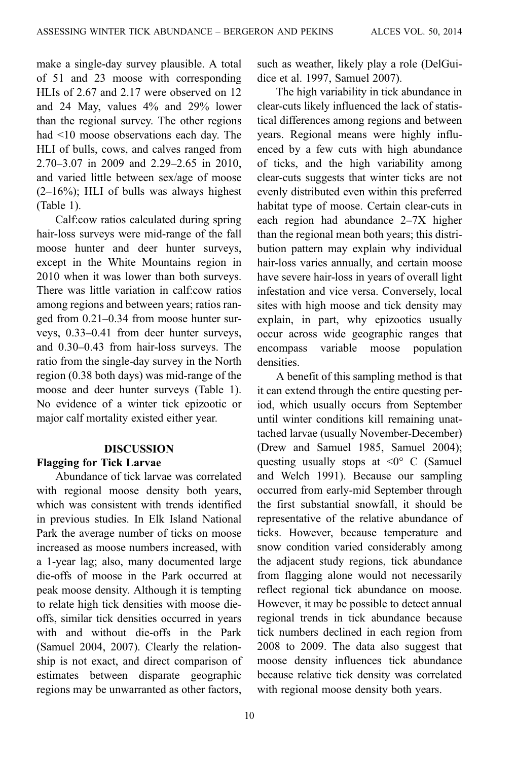make a single-day survey plausible. A total of 51 and 23 moose with corresponding HLIs of 2.67 and 2.17 were observed on 12 and 24 May, values 4% and 29% lower than the regional survey. The other regions had <10 moose observations each day. The HLI of bulls, cows, and calves ranged from 2.70–3.07 in 2009 and 2.29–2.65 in 2010, and varied little between sex/age of moose (2–16%); HLI of bulls was always highest (Table 1).

Calf:cow ratios calculated during spring hair-loss surveys were mid-range of the fall moose hunter and deer hunter surveys, except in the White Mountains region in 2010 when it was lower than both surveys. There was little variation in calf:cow ratios among regions and between years; ratios ranged from 0.21–0.34 from moose hunter surveys, 0.33–0.41 from deer hunter surveys, and 0.30–0.43 from hair-loss surveys. The ratio from the single-day survey in the North region (0.38 both days) was mid-range of the moose and deer hunter surveys (Table 1). No evidence of a winter tick epizootic or major calf mortality existed either year.

## DISCUSSION

### Flagging for Tick Larvae

Abundance of tick larvae was correlated with regional moose density both years, which was consistent with trends identified in previous studies. In Elk Island National Park the average number of ticks on moose increased as moose numbers increased, with a 1-year lag; also, many documented large die-offs of moose in the Park occurred at peak moose density. Although it is tempting to relate high tick densities with moose die-offs, similar tick densities occurred in years with and without die-offs in the Park (Samuel 2004, 2007). Clearly the relationship is not exact, and direct comparison of estimates between disparate geographic regions may be unwarranted as other factors, such as weather, likely play a role (DelGuidice et al. 1997, Samuel 2007).

The high variability in tick abundance in clear-cuts likely influenced the lack of statistical differences among regions and between years. Regional means were highly influenced by a few cuts with high abundance of ticks, and the high variability among clear-cuts suggests that winter ticks are not evenly distributed even within this preferred habitat type of moose. Certain clear-cuts in each region had abundance 2–7X higher than the regional mean both years; this distribution pattern may explain why individual hair-loss varies annually, and certain moose have severe hair-loss in years of overall light infestation and vice versa. Conversely, local sites with high moose and tick density may explain, in part, why epizootics usually occur across wide geographic ranges that encompass variable moose population densities.

A benefit of this sampling method is that it can extend through the entire questing period, which usually occurs from September until winter conditions kill remaining unattached larvae (usually November-December) (Drew and Samuel 1985, Samuel 2004); questing usually stops at <0° C (Samuel and Welch 1991). Because our sampling occurred from early-mid September through the first substantial snowfall, it should be representative of the relative abundance of ticks. However, because temperature and snow condition varied considerably among the adjacent study regions, tick abundance from flagging alone would not necessarily reflect regional tick abundance on moose. However, it may be possible to detect annual regional trends in tick abundance because tick numbers declined in each region from 2008 to 2009. The data also suggest that moose density influences tick abundance because relative tick density was correlated with regional moose density both years.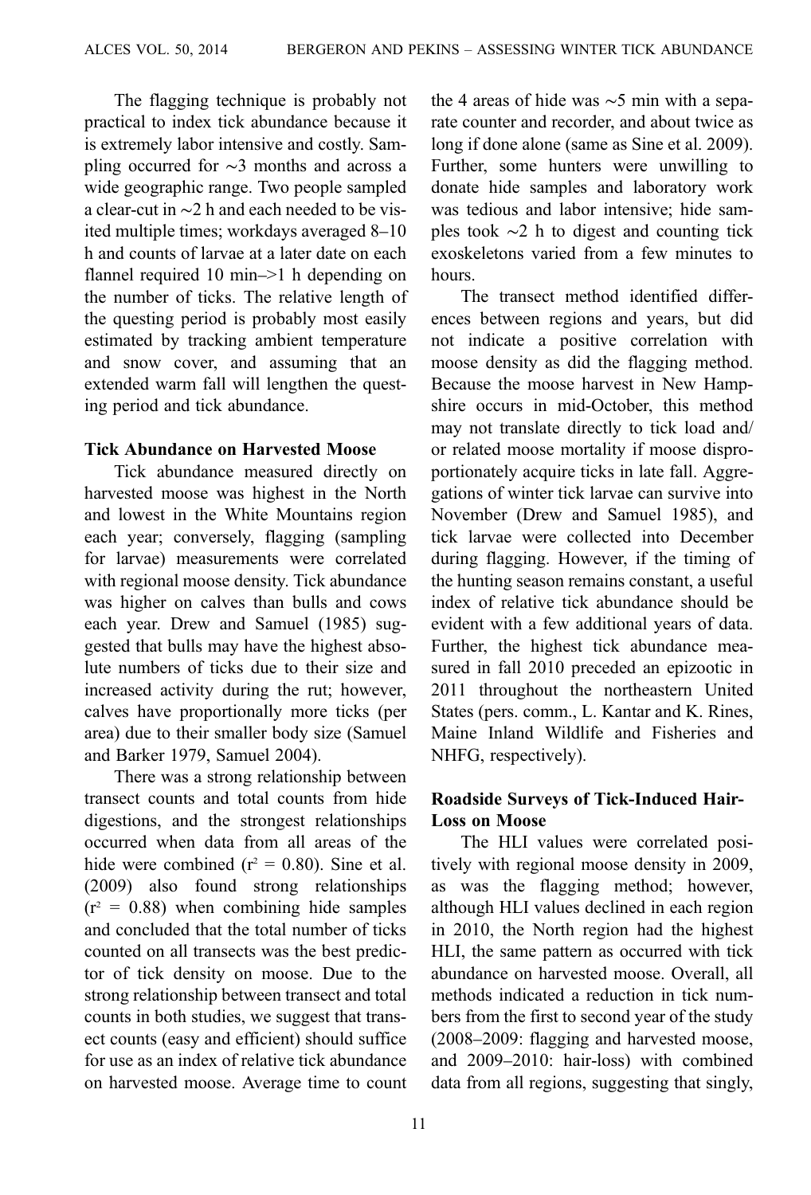The flagging technique is probably not practical to index tick abundance because it is extremely labor intensive and costly. Sampling occurred for ~3 months and across a wide geographic range. Two people sampled a clear-cut in ~2 h and each needed to be visited multiple times; workdays averaged 8–10 h and counts of larvae at a later date on each flannel required 10 min–>1 h depending on the number of ticks. The relative length of the questing period is probably most easily estimated by tracking ambient temperature and snow cover, and assuming that an extended warm fall will lengthen the questing period and tick abundance.

### Tick Abundance on Harvested Moose

Tick abundance measured directly on harvested moose was highest in the North and lowest in the White Mountains region each year; conversely, flagging (sampling for larvae) measurements were correlated with regional moose density. Tick abundance was higher on calves than bulls and cows each year. Drew and Samuel (1985) suggested that bulls may have the highest absolute numbers of ticks due to their size and increased activity during the rut; however, calves have proportionally more ticks (per area) due to their smaller body size (Samuel and Barker 1979, Samuel 2004).

There was a strong relationship between transect counts and total counts from hide digestions, and the strongest relationships occurred when data from all areas of the hide were combined ($r^2 = 0.80$). Sine et al. (2009) also found strong relationships ($r^2 = 0.88$) when combining hide samples and concluded that the total number of ticks counted on all transects was the best predictor of tick density on moose. Due to the strong relationship between transect and total counts in both studies, we suggest that transect counts (easy and efficient) should suffice for use as an index of relative tick abundance on harvested moose. Average time to count the 4 areas of hide was ~5 min with a separate counter and recorder, and about twice as long if done alone (same as Sine et al. 2009). Further, some hunters were unwilling to donate hide samples and laboratory work was tedious and labor intensive; hide samples took ~2 h to digest and counting tick exoskeletons varied from a few minutes to hours.

The transect method identified differences between regions and years, but did not indicate a positive correlation with moose density as did the flagging method. Because the moose harvest in New Hampshire occurs in mid-October, this method may not translate directly to tick load and/or related moose mortality if moose disproportionately acquire ticks in late fall. Aggregations of winter tick larvae can survive into November (Drew and Samuel 1985), and tick larvae were collected into December during flagging. However, if the timing of the hunting season remains constant, a useful index of relative tick abundance should be evident with a few additional years of data. Further, the highest tick abundance measured in fall 2010 preceded an epizootic in 2011 throughout the northeastern United States (pers. comm., L. Kantar and K. Rines, Maine Inland Wildlife and Fisheries and NHFG, respectively).

### Roadside Surveys of Tick-Induced Hair-Loss on Moose

The HLI values were correlated positively with regional moose density in 2009, as was the flagging method; however, although HLI values declined in each region in 2010, the North region had the highest HLI, the same pattern as occurred with tick abundance on harvested moose. Overall, all methods indicated a reduction in tick numbers from the first to second year of the study (2008–2009: flagging and harvested moose, and 2009–2010: hair-loss) with combined data from all regions, suggesting that singly,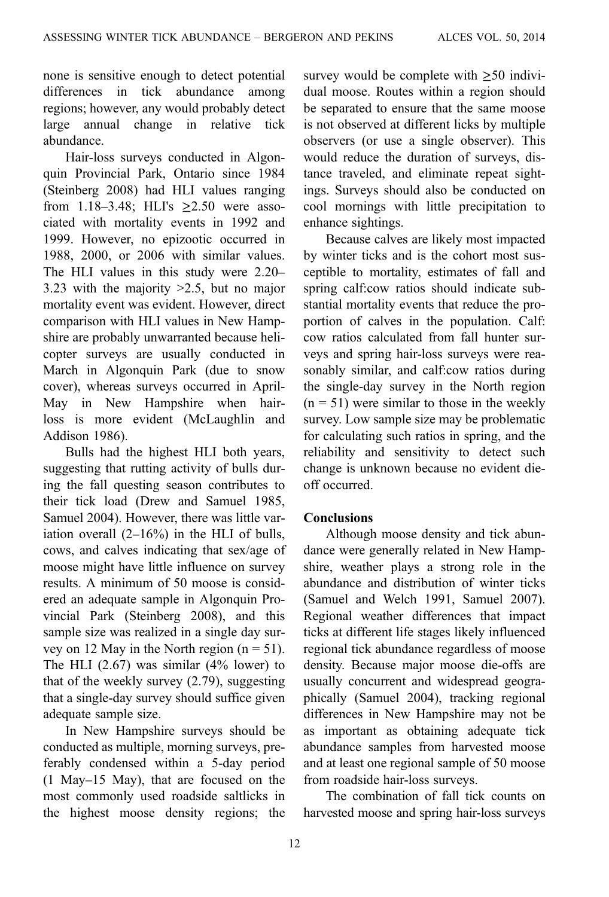none is sensitive enough to detect potential differences in tick abundance among regions; however, any would probably detect large annual change in relative tick abundance.

Hair-loss surveys conducted in Algonquin Provincial Park, Ontario since 1984 (Steinberg 2008) had HLI values ranging from 1.18–3.48; HLI's ≥2.50 were associated with mortality events in 1992 and 1999. However, no epizootic occurred in 1988, 2000, or 2006 with similar values. The HLI values in this study were 2.20–3.23 with the majority >2.5, but no major mortality event was evident. However, direct comparison with HLI values in New Hampshire are probably unwarranted because helicopter surveys are usually conducted in March in Algonquin Park (due to snow cover), whereas surveys occurred in April-May in New Hampshire when hair-loss is more evident (McLaughlin and Addison 1986).

Bulls had the highest HLI both years, suggesting that rutting activity of bulls during the fall questing season contributes to their tick load (Drew and Samuel 1985, Samuel 2004). However, there was little variation overall (2–16%) in the HLI of bulls, cows, and calves indicating that sex/age of moose might have little influence on survey results. A minimum of 50 moose is considered an adequate sample in Algonquin Provincial Park (Steinberg 2008), and this sample size was realized in a single day survey on 12 May in the North region (n = 51). The HLI (2.67) was similar (4% lower) to that of the weekly survey (2.79), suggesting that a single-day survey should suffice given adequate sample size.

In New Hampshire surveys should be conducted as multiple, morning surveys, preferably condensed within a 5-day period (1 May–15 May), that are focused on the most commonly used roadside saltlicks in the highest moose density regions; the survey would be complete with ≥50 individual moose. Routes within a region should be separated to ensure that the same moose is not observed at different licks by multiple observers (or use a single observer). This would reduce the duration of surveys, distance traveled, and eliminate repeat sightings. Surveys should also be conducted on cool mornings with little precipitation to enhance sightings.

Because calves are likely most impacted by winter ticks and is the cohort most susceptible to mortality, estimates of fall and spring calf:cow ratios should indicate substantial mortality events that reduce the proportion of calves in the population. Calf:cow ratios calculated from fall hunter surveys and spring hair-loss surveys were reasonably similar, and calf:cow ratios during the single-day survey in the North region (n = 51) were similar to those in the weekly survey. Low sample size may be problematic for calculating such ratios in spring, and the reliability and sensitivity to detect such change is unknown because no evident die-off occurred.

## Conclusions

Although moose density and tick abundance were generally related in New Hampshire, weather plays a strong role in the abundance and distribution of winter ticks (Samuel and Welch 1991, Samuel 2007). Regional weather differences that impact ticks at different life stages likely influenced regional tick abundance regardless of moose density. Because major moose die-offs are usually concurrent and widespread geographically (Samuel 2004), tracking regional differences in New Hampshire may not be as important as obtaining adequate tick abundance samples from harvested moose and at least one regional sample of 50 moose from roadside hair-loss surveys.

The combination of fall tick counts on harvested moose and spring hair-loss surveys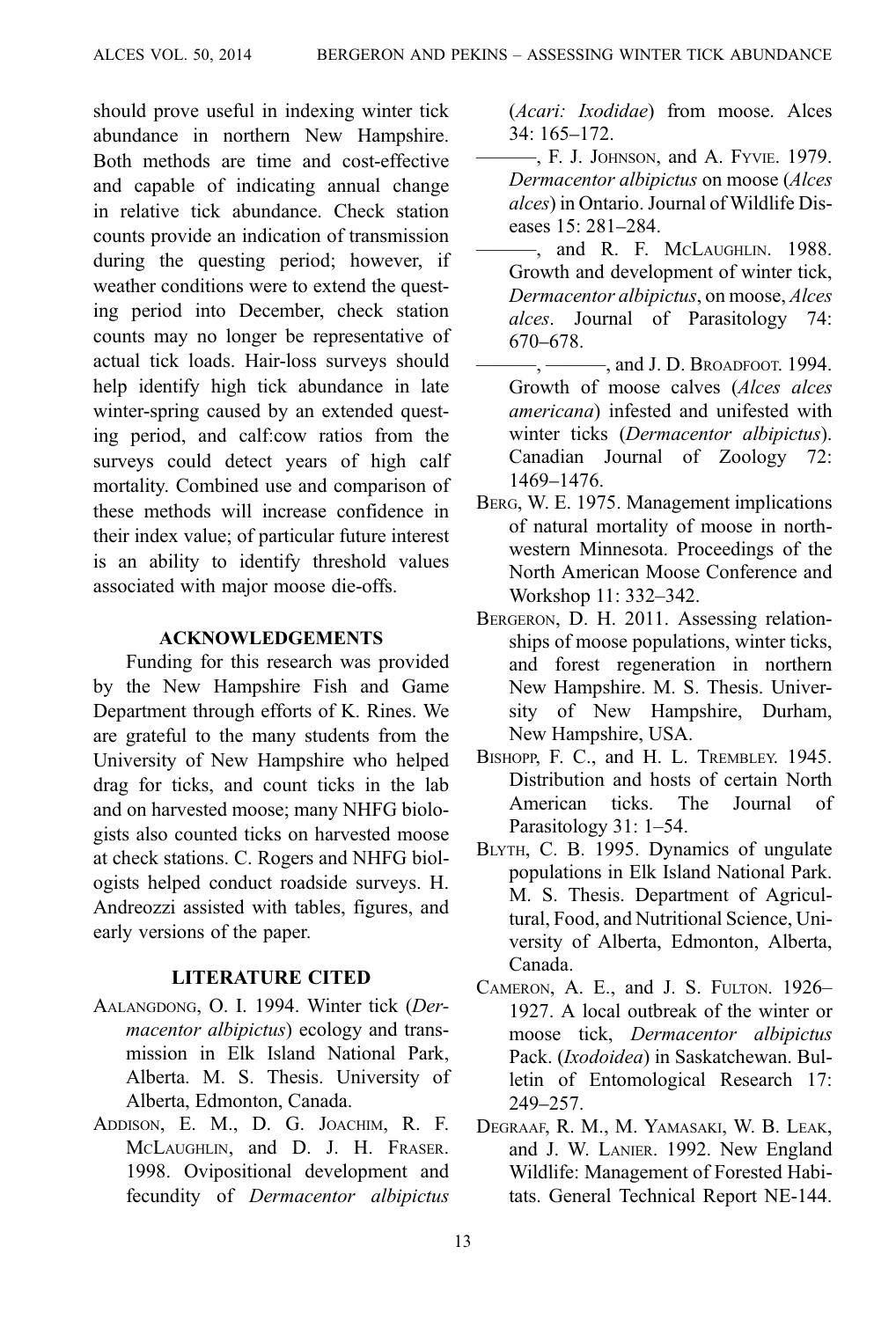should prove useful in indexing winter tick abundance in northern New Hampshire. Both methods are time and cost-effective and capable of indicating annual change in relative tick abundance. Check station counts provide an indication of transmission during the questing period; however, if weather conditions were to extend the questing period into December, check station counts may no longer be representative of actual tick loads. Hair-loss surveys should help identify high tick abundance in late winter-spring caused by an extended questing period, and calf:cow ratios from the surveys could detect years of high calf mortality. Combined use and comparison of these methods will increase confidence in their index value; of particular future interest is an ability to identify threshold values associated with major moose die-offs.

## ACKNOWLEDGEMENTS

Funding for this research was provided by the New Hampshire Fish and Game Department through efforts of K. Rines. We are grateful to the many students from the University of New Hampshire who helped drag for ticks, and count ticks in the lab and on harvested moose; many NHFG biologists also counted ticks on harvested moose at check stations. C. Rogers and NHFG biologists helped conduct roadside surveys. H. Andreozzi assisted with tables, figures, and early versions of the paper.

## LITERATURE CITED

AALANGDONG, O. I. 1994. Winter tick (*Dermacentor albipictus*) ecology and transmission in Elk Island National Park, Alberta. M. S. Thesis. University of Alberta, Edmonton, Canada.

ADDISON, E. M., D. G. JOACHIM, R. F. MCLAUGHLIN, and D. J. H. FRASER. 1998. Ovipositional development and fecundity of *Dermacentor albipictus* (*Acari: Ixodidae*) from moose. Alces 34: 165–172.

———, F. J. JOHNSON, and A. FYVIE. 1979. *Dermacentor albipictus* on moose (*Alces alces*) in Ontario. Journal of Wildlife Diseases 15: 281–284.

———, and R. F. MCLAUGHLIN. 1988. Growth and development of winter tick, *Dermacentor albipictus*, on moose, *Alces alces*. Journal of Parasitology 74: 670–678.

———, ———, and J. D. BROADFOOT. 1994. Growth of moose calves (*Alces alces americana*) infested and unifested with winter ticks (*Dermacentor albipictus*). Canadian Journal of Zoology 72: 1469–1476.

BERG, W. E. 1975. Management implications of natural mortality of moose in northwestern Minnesota. Proceedings of the North American Moose Conference and Workshop 11: 332–342.

BERGERON, D. H. 2011. Assessing relationships of moose populations, winter ticks, and forest regeneration in northern New Hampshire. M. S. Thesis. University of New Hampshire, Durham, New Hampshire, USA.

BISHOPP, F. C., and H. L. TREMBLEY. 1945. Distribution and hosts of certain North American ticks. The Journal of Parasitology 31: 1–54.

BLYTH, C. B. 1995. Dynamics of ungulate populations in Elk Island National Park. M. S. Thesis. Department of Agricultural, Food, and Nutritional Science, University of Alberta, Edmonton, Alberta, Canada.

CAMERON, A. E., and J. S. FULTON. 1926–1927. A local outbreak of the winter or moose tick, *Dermacentor albipictus* Pack. (*Ixodoidea*) in Saskatchewan. Bulletin of Entomological Research 17: 249–257.

DEGRAAF, R. M., M. YAMASAKI, W. B. LEAK, and J. W. LANIER. 1992. New England Wildlife: Management of Forested Habitats. General Technical Report NE-144.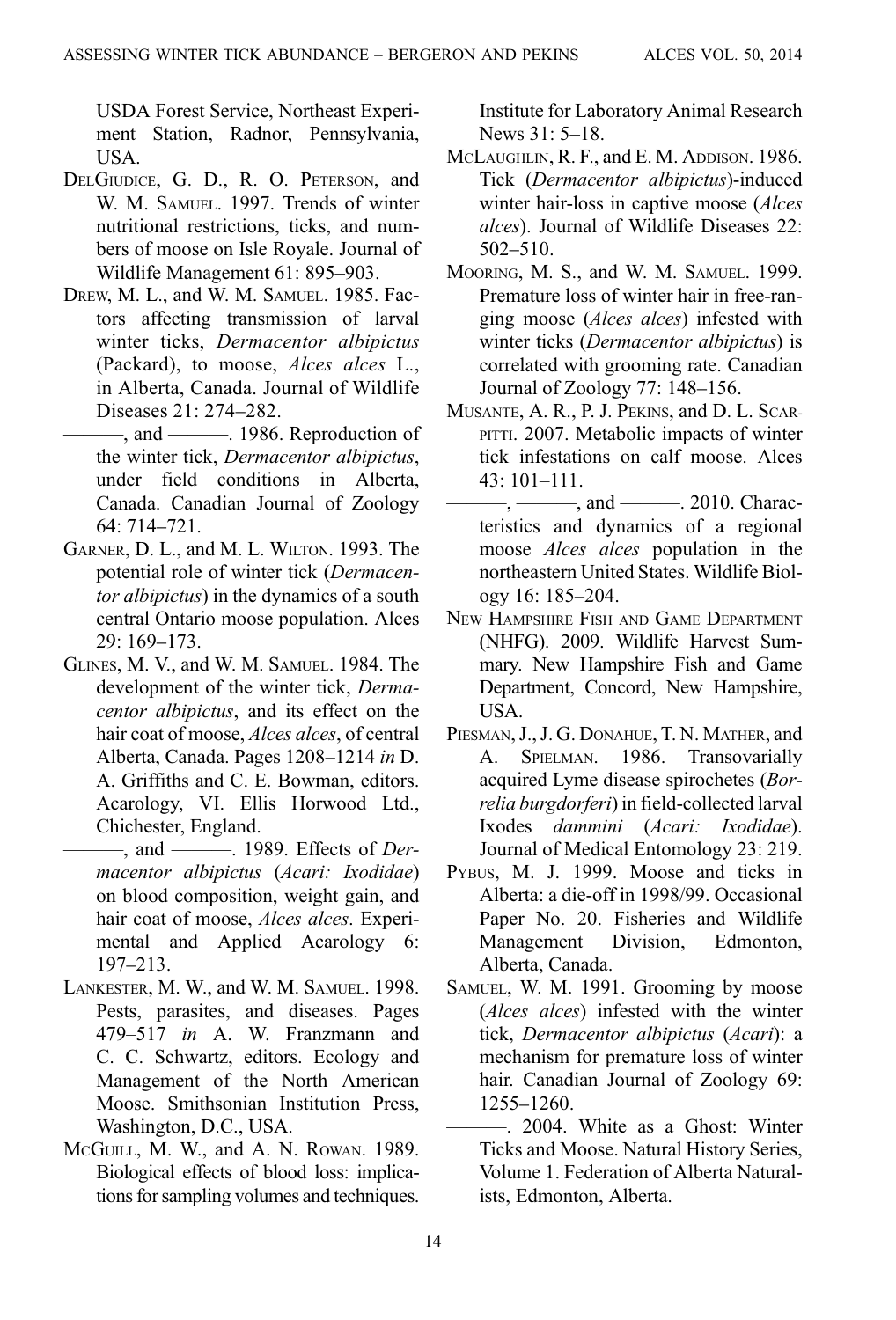USDA Forest Service, Northeast Experiment Station, Radnor, Pennsylvania, USA.

DelGiudice, G. D., R. O. Peterson, and W. M. Samuel. 1997. Trends of winter nutritional restrictions, ticks, and numbers of moose on Isle Royale. Journal of Wildlife Management 61: 895–903.

Drew, M. L., and W. M. Samuel. 1985. Factors affecting transmission of larval winter ticks, *Dermacentor albipictus* (Packard), to moose, *Alces alces* L., in Alberta, Canada. Journal of Wildlife Diseases 21: 274–282.

———, and ———. 1986. Reproduction of the winter tick, *Dermacentor albipictus*, under field conditions in Alberta, Canada. Canadian Journal of Zoology 64: 714–721.

Garner, D. L., and M. L. Wilton. 1993. The potential role of winter tick (*Dermacentor albipictus*) in the dynamics of a south central Ontario moose population. Alces 29: 169–173.

Glines, M. V., and W. M. Samuel. 1984. The development of the winter tick, *Dermacentor albipictus*, and its effect on the hair coat of moose, *Alces alces*, of central Alberta, Canada. Pages 1208–1214 *in* D. A. Griffiths and C. E. Bowman, editors. Acarology, VI. Ellis Horwood Ltd., Chichester, England.

———, and ———. 1989. Effects of *Dermacentor albipictus* (*Acari: Ixodidae*) on blood composition, weight gain, and hair coat of moose, *Alces alces*. Experimental and Applied Acarology 6: 197–213.

Lankester, M. W., and W. M. Samuel. 1998. Pests, parasites, and diseases. Pages 479–517 *in* A. W. Franzmann and C. C. Schwartz, editors. Ecology and Management of the North American Moose. Smithsonian Institution Press, Washington, D.C., USA.

McGuill, M. W., and A. N. Rowan. 1989. Biological effects of blood loss: implications for sampling volumes and techniques. Institute for Laboratory Animal Research News 31: 5–18.

McLaughlin, R. F., and E. M. Addison. 1986. Tick (*Dermacentor albipictus*)-induced winter hair-loss in captive moose (*Alces alces*). Journal of Wildlife Diseases 22: 502–510.

Mooring, M. S., and W. M. Samuel. 1999. Premature loss of winter hair in free-ranging moose (*Alces alces*) infested with winter ticks (*Dermacentor albipictus*) is correlated with grooming rate. Canadian Journal of Zoology 77: 148–156.

Musante, A. R., P. J. Pekins, and D. L. Scarpitti. 2007. Metabolic impacts of winter tick infestations on calf moose. Alces 43: 101–111.

———, ———, and ———. 2010. Characteristics and dynamics of a regional moose *Alces alces* population in the northeastern United States. Wildlife Biology 16: 185–204.

New Hampshire Fish and Game Department (NHFG). 2009. Wildlife Harvest Summary. New Hampshire Fish and Game Department, Concord, New Hampshire, USA.

Piesman, J., J. G. Donahue, T. N. Mather, and A. Spielman. 1986. Transovarially acquired Lyme disease spirochetes (*Borrelia burgdorferi*) in field-collected larval Ixodes *dammini* (*Acari: Ixodidae*). Journal of Medical Entomology 23: 219.

Pybus, M. J. 1999. Moose and ticks in Alberta: a die-off in 1998/99. Occasional Paper No. 20. Fisheries and Wildlife Management Division, Edmonton, Alberta, Canada.

Samuel, W. M. 1991. Grooming by moose (*Alces alces*) infested with the winter tick, *Dermacentor albipictus* (*Acari*): a mechanism for premature loss of winter hair. Canadian Journal of Zoology 69: 1255–1260.

———. 2004. White as a Ghost: Winter Ticks and Moose. Natural History Series, Volume 1. Federation of Alberta Naturalists, Edmonton, Alberta.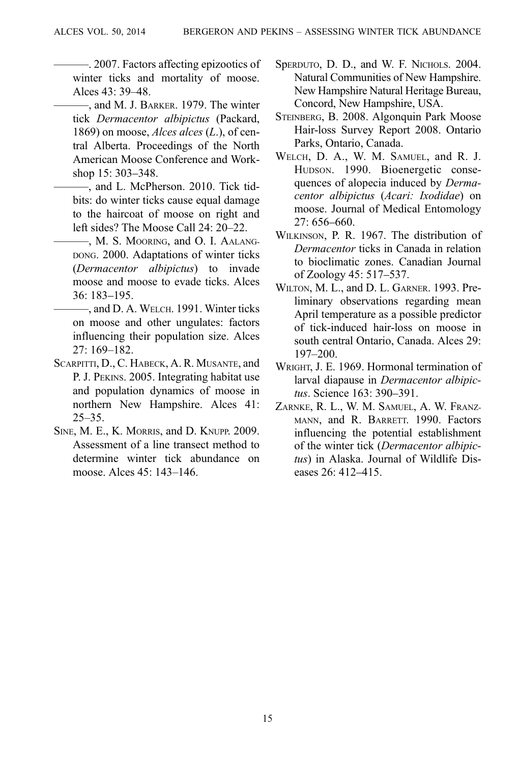———. 2007. Factors affecting epizootics of winter ticks and mortality of moose. Alces 43: 39–48.

———, and M. J. Barker. 1979. The winter tick *Dermacentor albipictus* (Packard, 1869) on moose, *Alces alces* (*L*.), of central Alberta. Proceedings of the North American Moose Conference and Workshop 15: 303–348.

———, and L. McPherson. 2010. Tick tidbits: do winter ticks cause equal damage to the haircoat of moose on right and left sides? The Moose Call 24: 20–22.

———, M. S. Mooring, and O. I. Aalangdong. 2000. Adaptations of winter ticks (*Dermacentor albipictus*) to invade moose and moose to evade ticks. Alces 36: 183–195.

———, and D. A. Welch. 1991. Winter ticks on moose and other ungulates: factors influencing their population size. Alces 27: 169–182.

Scarpitti, D., C. Habeck, A. R. Musante, and P. J. Pekins. 2005. Integrating habitat use and population dynamics of moose in northern New Hampshire. Alces 41: 25–35.

Sine, M. E., K. Morris, and D. Knupp. 2009. Assessment of a line transect method to determine winter tick abundance on moose. Alces 45: 143–146.

Sperduto, D. D., and W. F. Nichols. 2004. Natural Communities of New Hampshire. New Hampshire Natural Heritage Bureau, Concord, New Hampshire, USA.

Steinberg, B. 2008. Algonquin Park Moose Hair-loss Survey Report 2008. Ontario Parks, Ontario, Canada.

Welch, D. A., W. M. Samuel, and R. J. Hudson. 1990. Bioenergetic consequences of alopecia induced by *Dermacentor albipictus* (*Acari: Ixodidae*) on moose. Journal of Medical Entomology 27: 656–660.

Wilkinson, P. R. 1967. The distribution of *Dermacentor* ticks in Canada in relation to bioclimatic zones. Canadian Journal of Zoology 45: 517–537.

Wilton, M. L., and D. L. Garner. 1993. Preliminary observations regarding mean April temperature as a possible predictor of tick-induced hair-loss on moose in south central Ontario, Canada. Alces 29: 197–200.

Wright, J. E. 1969. Hormonal termination of larval diapause in *Dermacentor albipictus*. Science 163: 390–391.

Zarnke, R. L., W. M. Samuel, A. W. Franzmann, and R. Barrett. 1990. Factors influencing the potential establishment of the winter tick (*Dermacentor albipictus*) in Alaska. Journal of Wildlife Diseases 26: 412–415.